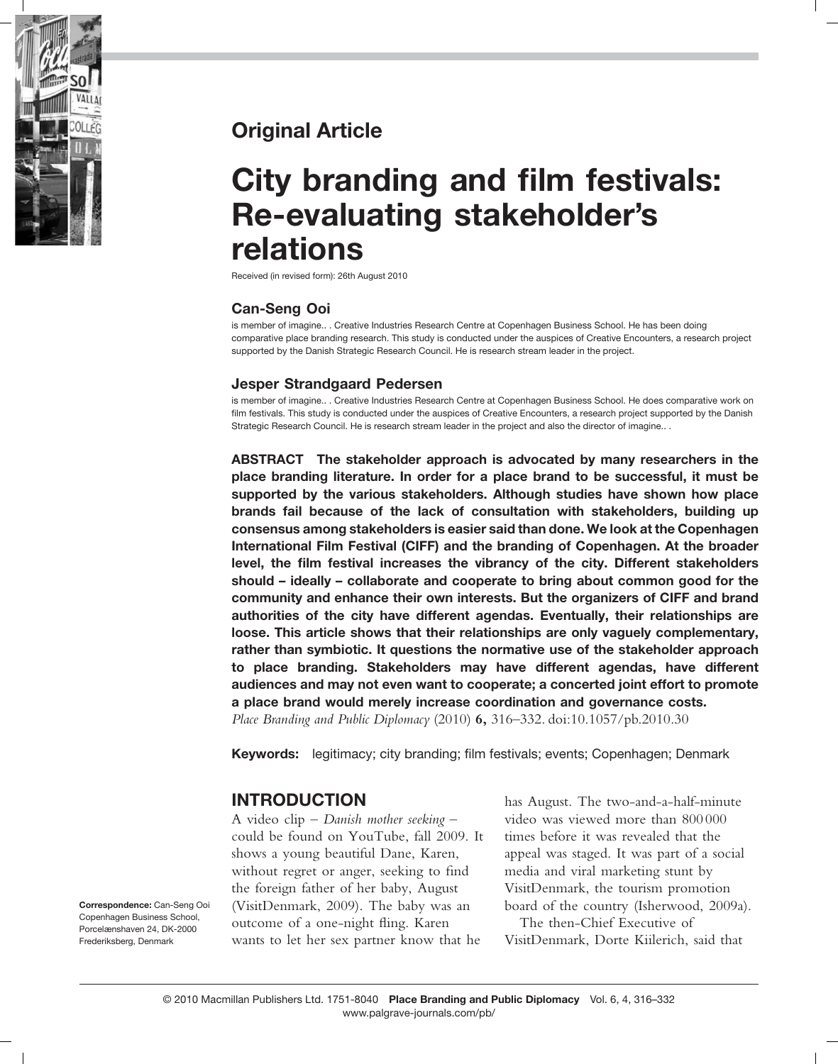Original Article

# City branding and film festivals: Re-evaluating stakeholder's relations

Received (in revised form): 26th August 2010

### Can-Seng Ooi

is member of imagine.. . Creative Industries Research Centre at Copenhagen Business School. He has been doing comparative place branding research. This study is conducted under the auspices of Creative Encounters, a research project supported by the Danish Strategic Research Council. He is research stream leader in the project.

### Jesper Strandgaard Pedersen

is member of imagine.. . Creative Industries Research Centre at Copenhagen Business School. He does comparative work on film festivals. This study is conducted under the auspices of Creative Encounters, a research project supported by the Danish Strategic Research Council. He is research stream leader in the project and also the director of imagine.. .

**ABSTRACT The stakeholder approach is advocated by many researchers in the place branding literature. In order for a place brand to be successful, it must be supported by the various stakeholders. Although studies have shown how place brands fail because of the lack of consultation with stakeholders, building up consensus among stakeholders is easier said than done. We look at the Copenhagen International Film Festival (CIFF) and the branding of Copenhagen. At the broader level, the film festival increases the vibrancy of the city. Different stakeholders should – ideally – collaborate and cooperate to bring about common good for the community and enhance their own interests. But the organizers of CIFF and brand authorities of the city have different agendas. Eventually, their relationships are loose. This article shows that their relationships are only vaguely complementary, rather than symbiotic. It questions the normative use of the stakeholder approach to place branding. Stakeholders may have different agendas, have different audiences and may not even want to cooperate; a concerted joint effort to promote a place brand would merely increase coordination and governance costs.**

*Place Branding and Public Diplomacy* (2010) **6,** 316–332. doi:10.1057/pb.2010.30

**Keywords:** legitimacy; city branding; film festivals; events; Copenhagen; Denmark

**Correspondence:** Can-Seng Ooi Copenhagen Business School, Porcelænshaven 24, DK-2000 Frederiksberg, Denmark

## INTRODUCTION

A video clip – *Danish mother seeking* – could be found on YouTube, fall 2009. It shows a young beautiful Dane, Karen, without regret or anger, seeking to find the foreign father of her baby, August (VisitDenmark, 2009). The baby was an outcome of a one-night fling. Karen wants to let her sex partner know that he has August. The two-and-a-half-minute video was viewed more than 800 000 times before it was revealed that the appeal was staged. It was part of a social media and viral marketing stunt by VisitDenmark, the tourism promotion board of the country (Isherwood, 2009a).

The then-Chief Executive of VisitDenmark, Dorte Kiilerich, said that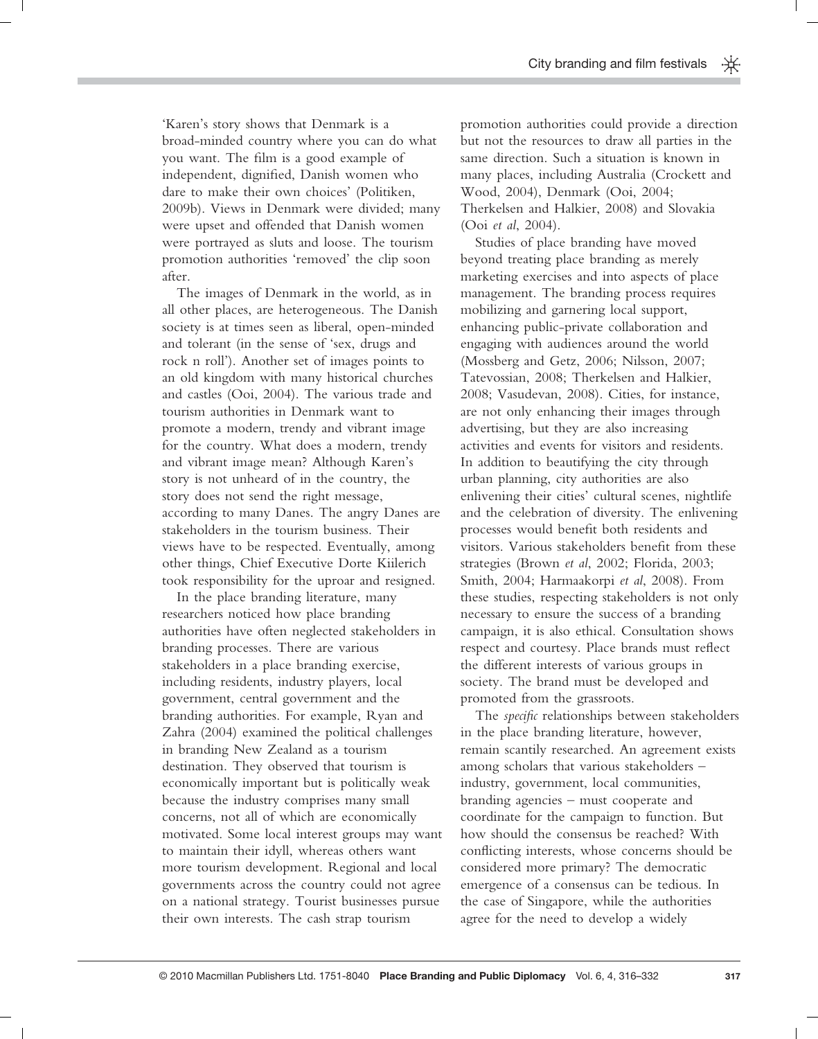'Karen's story shows that Denmark is a broad-minded country where you can do what you want. The film is a good example of independent, dignified, Danish women who dare to make their own choices' (Politiken, 2009b). Views in Denmark were divided; many were upset and offended that Danish women were portrayed as sluts and loose. The tourism promotion authorities 'removed' the clip soon after.

The images of Denmark in the world, as in all other places, are heterogeneous. The Danish society is at times seen as liberal, open-minded and tolerant (in the sense of 'sex, drugs and rock n roll'). Another set of images points to an old kingdom with many historical churches and castles (Ooi, 2004). The various trade and tourism authorities in Denmark want to promote a modern, trendy and vibrant image for the country. What does a modern, trendy and vibrant image mean? Although Karen's story is not unheard of in the country, the story does not send the right message, according to many Danes. The angry Danes are stakeholders in the tourism business. Their views have to be respected. Eventually, among other things, Chief Executive Dorte Kiilerich took responsibility for the uproar and resigned.

In the place branding literature, many researchers noticed how place branding authorities have often neglected stakeholders in branding processes. There are various stakeholders in a place branding exercise, including residents, industry players, local government, central government and the branding authorities. For example, Ryan and Zahra (2004) examined the political challenges in branding New Zealand as a tourism destination. They observed that tourism is economically important but is politically weak because the industry comprises many small concerns, not all of which are economically motivated. Some local interest groups may want to maintain their idyll, whereas others want more tourism development. Regional and local governments across the country could not agree on a national strategy. Tourist businesses pursue their own interests. The cash strap tourism promotion authorities could provide a direction but not the resources to draw all parties in the same direction. Such a situation is known in many places, including Australia (Crockett and Wood, 2004), Denmark (Ooi, 2004; Therkelsen and Halkier, 2008) and Slovakia (Ooi *et al*, 2004).

Studies of place branding have moved beyond treating place branding as merely marketing exercises and into aspects of place management. The branding process requires mobilizing and garnering local support, enhancing public-private collaboration and engaging with audiences around the world (Mossberg and Getz, 2006; Nilsson, 2007; Tatevossian, 2008; Therkelsen and Halkier, 2008; Vasudevan, 2008). Cities, for instance, are not only enhancing their images through advertising, but they are also increasing activities and events for visitors and residents. In addition to beautifying the city through urban planning, city authorities are also enlivening their cities' cultural scenes, nightlife and the celebration of diversity. The enlivening processes would benefit both residents and visitors. Various stakeholders benefit from these strategies (Brown *et al*, 2002; Florida, 2003; Smith, 2004; Harmaakorpi *et al*, 2008). From these studies, respecting stakeholders is not only necessary to ensure the success of a branding campaign, it is also ethical. Consultation shows respect and courtesy. Place brands must reflect the different interests of various groups in society. The brand must be developed and promoted from the grassroots.

The *specific* relationships between stakeholders in the place branding literature, however, remain scantily researched. An agreement exists among scholars that various stakeholders – industry, government, local communities, branding agencies – must cooperate and coordinate for the campaign to function. But how should the consensus be reached? With conflicting interests, whose concerns should be considered more primary? The democratic emergence of a consensus can be tedious. In the case of Singapore, while the authorities agree for the need to develop a widely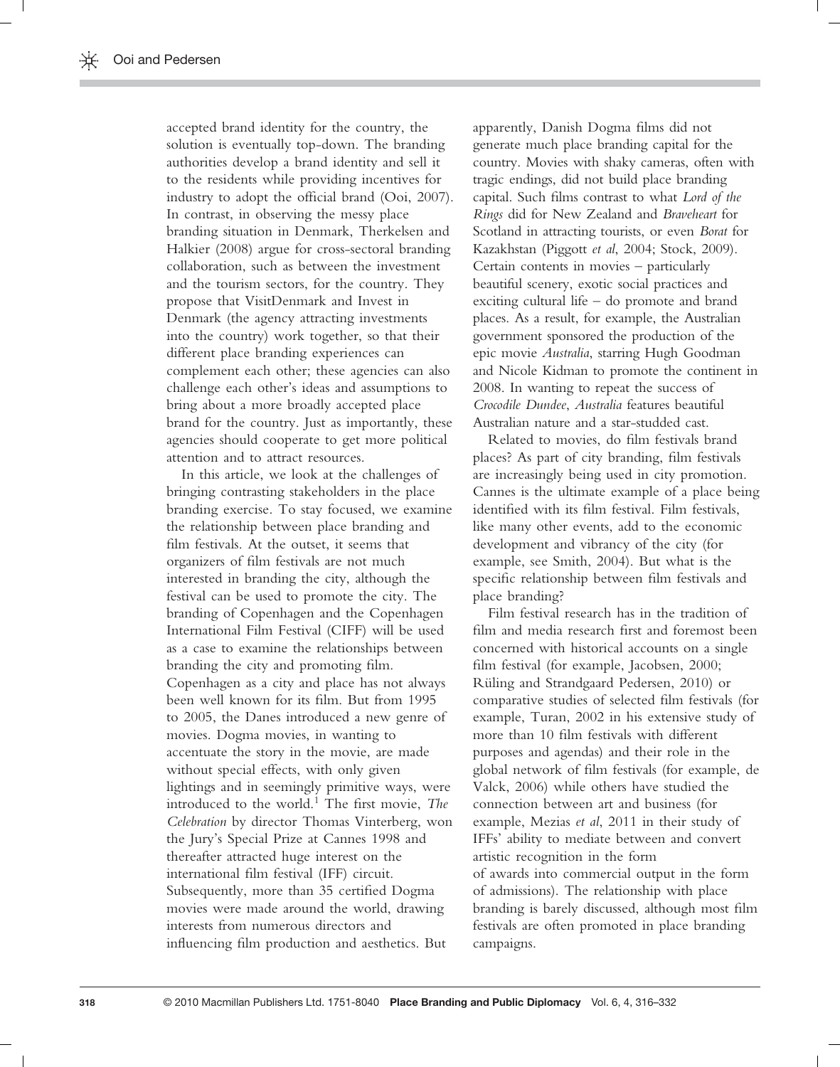accepted brand identity for the country, the solution is eventually top-down. The branding authorities develop a brand identity and sell it to the residents while providing incentives for industry to adopt the official brand (Ooi, 2007). In contrast, in observing the messy place branding situation in Denmark, Therkelsen and Halkier (2008) argue for cross-sectoral branding collaboration, such as between the investment and the tourism sectors, for the country. They propose that VisitDenmark and Invest in Denmark (the agency attracting investments into the country) work together, so that their different place branding experiences can complement each other; these agencies can also challenge each other's ideas and assumptions to bring about a more broadly accepted place brand for the country. Just as importantly, these agencies should cooperate to get more political attention and to attract resources.

In this article, we look at the challenges of bringing contrasting stakeholders in the place branding exercise. To stay focused, we examine the relationship between place branding and film festivals. At the outset, it seems that organizers of film festivals are not much interested in branding the city, although the festival can be used to promote the city. The branding of Copenhagen and the Copenhagen International Film Festival (CIFF) will be used as a case to examine the relationships between branding the city and promoting film. Copenhagen as a city and place has not always been well known for its film. But from 1995 to 2005, the Danes introduced a new genre of movies. Dogma movies, in wanting to accentuate the story in the movie, are made without special effects, with only given lightings and in seemingly primitive ways, were introduced to the world.[1] The first movie, *The Celebration* by director Thomas Vinterberg, won the Jury's Special Prize at Cannes 1998 and thereafter attracted huge interest on the international film festival (IFF) circuit. Subsequently, more than 35 certified Dogma movies were made around the world, drawing interests from numerous directors and influencing film production and aesthetics. But apparently, Danish Dogma films did not generate much place branding capital for the country. Movies with shaky cameras, often with tragic endings, did not build place branding capital. Such films contrast to what *Lord of the Rings* did for New Zealand and *Braveheart* for Scotland in attracting tourists, or even *Borat* for Kazakhstan (Piggott *et al*, 2004; Stock, 2009). Certain contents in movies – particularly beautiful scenery, exotic social practices and exciting cultural life – do promote and brand places. As a result, for example, the Australian government sponsored the production of the epic movie *Australia*, starring Hugh Goodman and Nicole Kidman to promote the continent in 2008. In wanting to repeat the success of *Crocodile Dundee*, *Australia* features beautiful Australian nature and a star-studded cast.

Related to movies, do film festivals brand places? As part of city branding, film festivals are increasingly being used in city promotion. Cannes is the ultimate example of a place being identified with its film festival. Film festivals, like many other events, add to the economic development and vibrancy of the city (for example, see Smith, 2004). But what is the specific relationship between film festivals and place branding?

Film festival research has in the tradition of film and media research first and foremost been concerned with historical accounts on a single film festival (for example, Jacobsen, 2000; Rüling and Strandgaard Pedersen, 2010) or comparative studies of selected film festivals (for example, Turan, 2002 in his extensive study of more than 10 film festivals with different purposes and agendas) and their role in the global network of film festivals (for example, de Valck, 2006) while others have studied the connection between art and business (for example, Mezias *et al*, 2011 in their study of IFFs' ability to mediate between and convert artistic recognition in the form of awards into commercial output in the form of admissions). The relationship with place branding is barely discussed, although most film festivals are often promoted in place branding campaigns.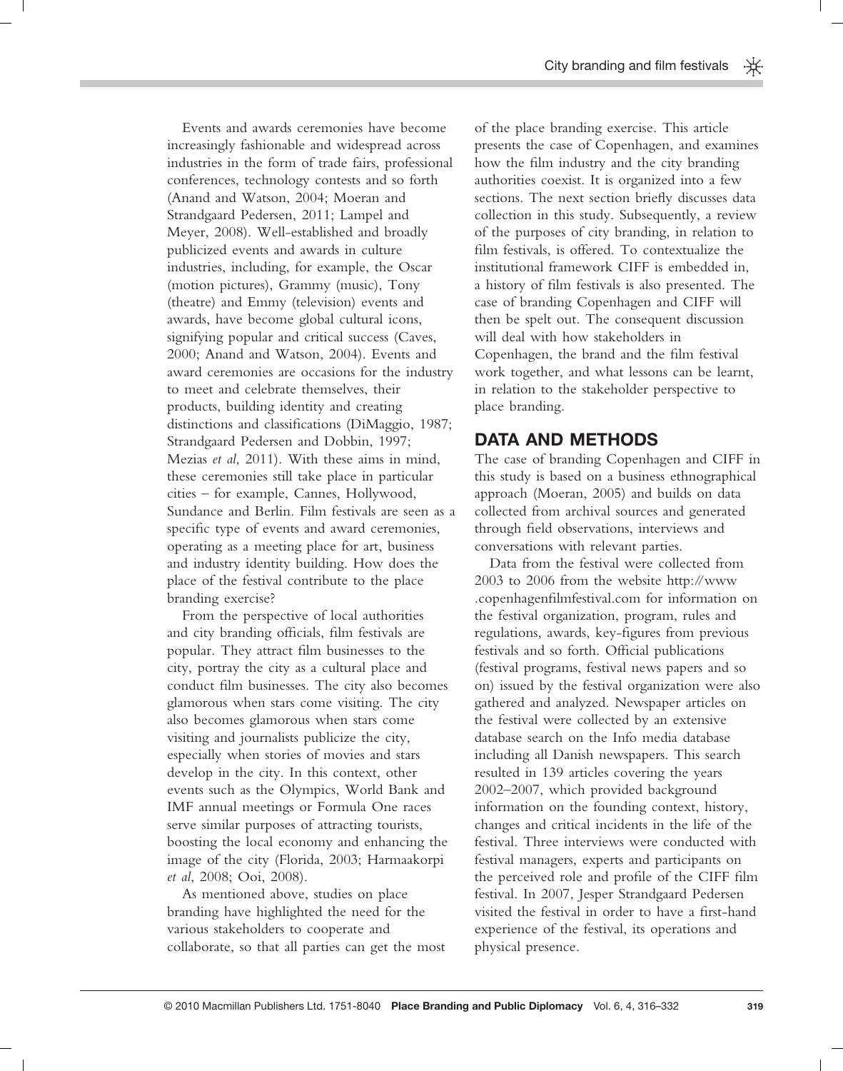Events and awards ceremonies have become increasingly fashionable and widespread across industries in the form of trade fairs, professional conferences, technology contests and so forth (Anand and Watson, 2004; Moeran and Strandgaard Pedersen, 2011; Lampel and Meyer, 2008). Well-established and broadly publicized events and awards in culture industries, including, for example, the Oscar (motion pictures), Grammy (music), Tony (theatre) and Emmy (television) events and awards, have become global cultural icons, signifying popular and critical success (Caves, 2000; Anand and Watson, 2004). Events and award ceremonies are occasions for the industry to meet and celebrate themselves, their products, building identity and creating distinctions and classifications (DiMaggio, 1987; Strandgaard Pedersen and Dobbin, 1997; Mezias *et al*, 2011). With these aims in mind, these ceremonies still take place in particular cities – for example, Cannes, Hollywood, Sundance and Berlin. Film festivals are seen as a specific type of events and award ceremonies, operating as a meeting place for art, business and industry identity building. How does the place of the festival contribute to the place branding exercise?

From the perspective of local authorities and city branding officials, film festivals are popular. They attract film businesses to the city, portray the city as a cultural place and conduct film businesses. The city also becomes glamorous when stars come visiting. The city also becomes glamorous when stars come visiting and journalists publicize the city, especially when stories of movies and stars develop in the city. In this context, other events such as the Olympics, World Bank and IMF annual meetings or Formula One races serve similar purposes of attracting tourists, boosting the local economy and enhancing the image of the city (Florida, 2003; Harmaakorpi *et al*, 2008; Ooi, 2008).

As mentioned above, studies on place branding have highlighted the need for the various stakeholders to cooperate and collaborate, so that all parties can get the most of the place branding exercise. This article presents the case of Copenhagen, and examines how the film industry and the city branding authorities coexist. It is organized into a few sections. The next section briefly discusses data collection in this study. Subsequently, a review of the purposes of city branding, in relation to film festivals, is offered. To contextualize the institutional framework CIFF is embedded in, a history of film festivals is also presented. The case of branding Copenhagen and CIFF will then be spelt out. The consequent discussion will deal with how stakeholders in Copenhagen, the brand and the film festival work together, and what lessons can be learnt, in relation to the stakeholder perspective to place branding.

## DATA AND METHODS

The case of branding Copenhagen and CIFF in this study is based on a business ethnographical approach (Moeran, 2005) and builds on data collected from archival sources and generated through field observations, interviews and conversations with relevant parties.

Data from the festival were collected from 2003 to 2006 from the website http://www.copenhagenfilmfestival.com for information on the festival organization, program, rules and regulations, awards, key-figures from previous festivals and so forth. Official publications (festival programs, festival news papers and so on) issued by the festival organization were also gathered and analyzed. Newspaper articles on the festival were collected by an extensive database search on the Info media database including all Danish newspapers. This search resulted in 139 articles covering the years 2002–2007, which provided background information on the founding context, history, changes and critical incidents in the life of the festival. Three interviews were conducted with festival managers, experts and participants on the perceived role and profile of the CIFF film festival. In 2007, Jesper Strandgaard Pedersen visited the festival in order to have a first-hand experience of the festival, its operations and physical presence.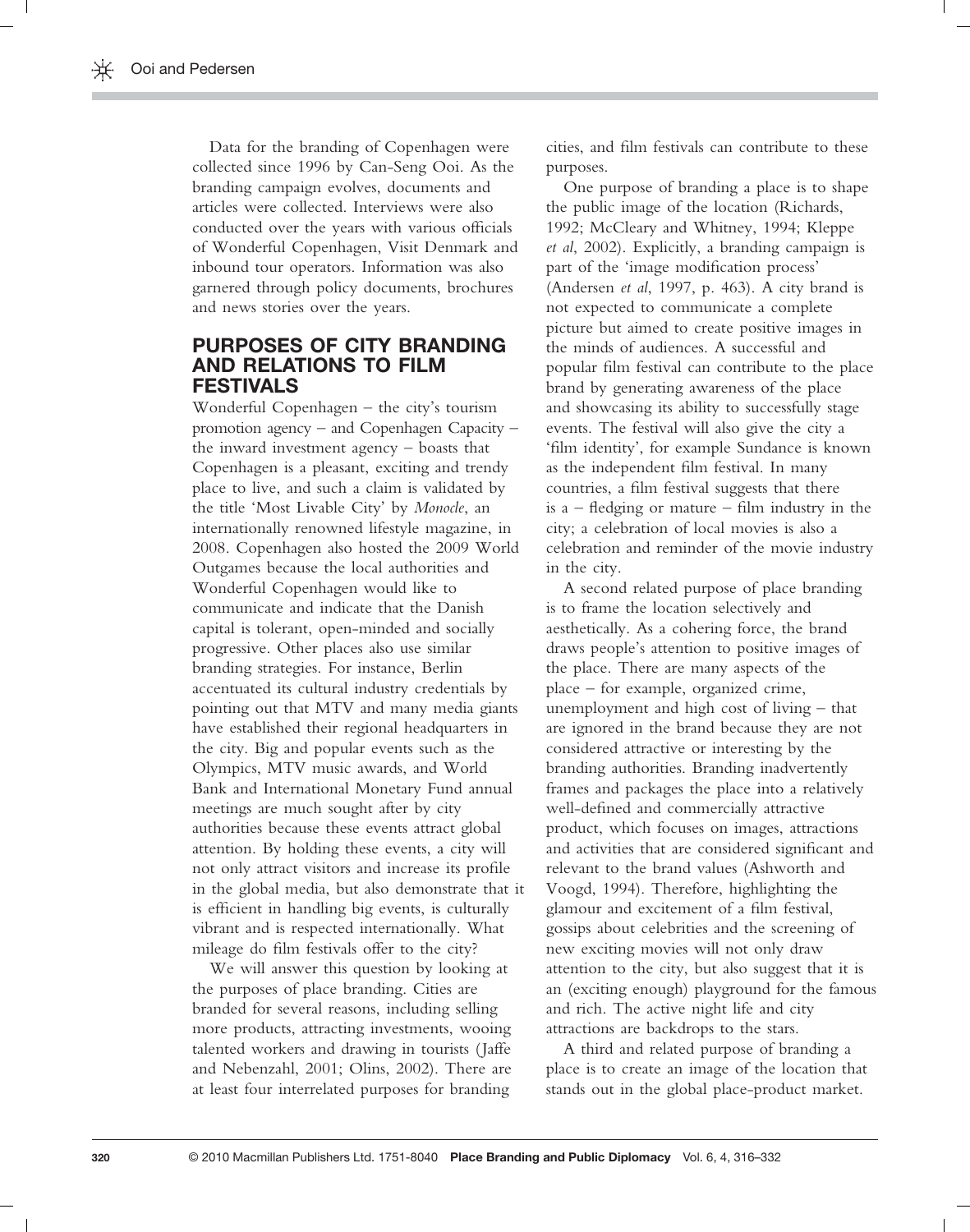Data for the branding of Copenhagen were collected since 1996 by Can-Seng Ooi. As the branding campaign evolves, documents and articles were collected. Interviews were also conducted over the years with various officials of Wonderful Copenhagen, Visit Denmark and inbound tour operators. Information was also garnered through policy documents, brochures and news stories over the years.

## PURPOSES OF CITY BRANDING AND RELATIONS TO FILM FESTIVALS

Wonderful Copenhagen – the city's tourism promotion agency – and Copenhagen Capacity – the inward investment agency – boasts that Copenhagen is a pleasant, exciting and trendy place to live, and such a claim is validated by the title 'Most Livable City' by *Monocle*, an internationally renowned lifestyle magazine, in 2008. Copenhagen also hosted the 2009 World Outgames because the local authorities and Wonderful Copenhagen would like to communicate and indicate that the Danish capital is tolerant, open-minded and socially progressive. Other places also use similar branding strategies. For instance, Berlin accentuated its cultural industry credentials by pointing out that MTV and many media giants have established their regional headquarters in the city. Big and popular events such as the Olympics, MTV music awards, and World Bank and International Monetary Fund annual meetings are much sought after by city authorities because these events attract global attention. By holding these events, a city will not only attract visitors and increase its profile in the global media, but also demonstrate that it is efficient in handling big events, is culturally vibrant and is respected internationally. What mileage do film festivals offer to the city?

We will answer this question by looking at the purposes of place branding. Cities are branded for several reasons, including selling more products, attracting investments, wooing talented workers and drawing in tourists (Jaffe and Nebenzahl, 2001; Olins, 2002). There are at least four interrelated purposes for branding cities, and film festivals can contribute to these purposes.

One purpose of branding a place is to shape the public image of the location (Richards, 1992; McCleary and Whitney, 1994; Kleppe *et al*, 2002). Explicitly, a branding campaign is part of the 'image modification process' (Andersen *et al*, 1997, p. 463). A city brand is not expected to communicate a complete picture but aimed to create positive images in the minds of audiences. A successful and popular film festival can contribute to the place brand by generating awareness of the place and showcasing its ability to successfully stage events. The festival will also give the city a 'film identity', for example Sundance is known as the independent film festival. In many countries, a film festival suggests that there is a – fledging or mature – film industry in the city; a celebration of local movies is also a celebration and reminder of the movie industry in the city.

A second related purpose of place branding is to frame the location selectively and aesthetically. As a cohering force, the brand draws people's attention to positive images of the place. There are many aspects of the place – for example, organized crime, unemployment and high cost of living – that are ignored in the brand because they are not considered attractive or interesting by the branding authorities. Branding inadvertently frames and packages the place into a relatively well-defined and commercially attractive product, which focuses on images, attractions and activities that are considered significant and relevant to the brand values (Ashworth and Voogd, 1994). Therefore, highlighting the glamour and excitement of a film festival, gossips about celebrities and the screening of new exciting movies will not only draw attention to the city, but also suggest that it is an (exciting enough) playground for the famous and rich. The active night life and city attractions are backdrops to the stars.

A third and related purpose of branding a place is to create an image of the location that stands out in the global place-product market.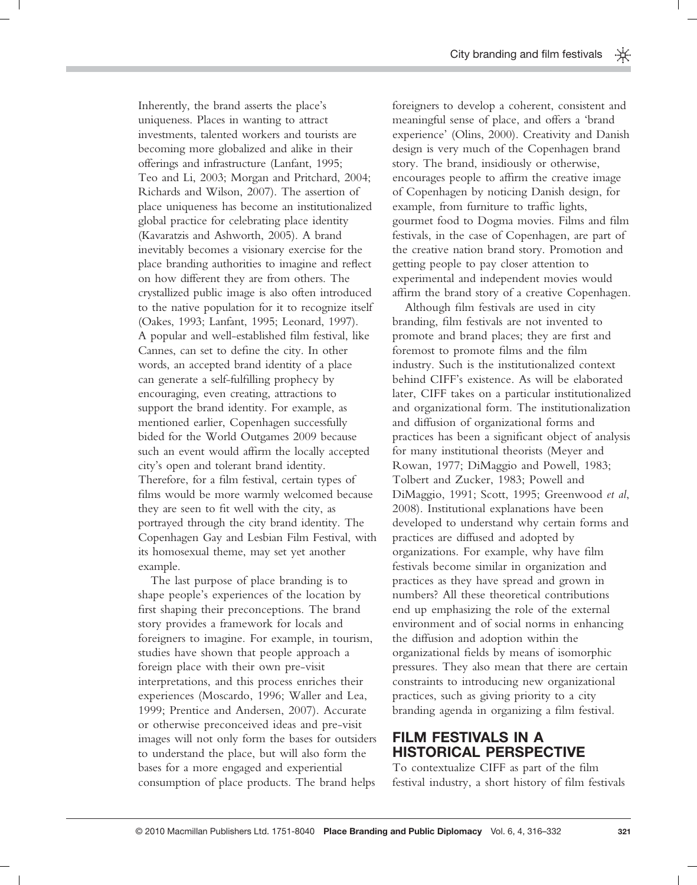Inherently, the brand asserts the place's uniqueness. Places in wanting to attract investments, talented workers and tourists are becoming more globalized and alike in their offerings and infrastructure (Lanfant, 1995; Teo and Li, 2003; Morgan and Pritchard, 2004; Richards and Wilson, 2007). The assertion of place uniqueness has become an institutionalized global practice for celebrating place identity (Kavaratzis and Ashworth, 2005). A brand inevitably becomes a visionary exercise for the place branding authorities to imagine and reflect on how different they are from others. The crystallized public image is also often introduced to the native population for it to recognize itself (Oakes, 1993; Lanfant, 1995; Leonard, 1997). A popular and well-established film festival, like Cannes, can set to define the city. In other words, an accepted brand identity of a place can generate a self-fulfilling prophecy by encouraging, even creating, attractions to support the brand identity. For example, as mentioned earlier, Copenhagen successfully bided for the World Outgames 2009 because such an event would affirm the locally accepted city's open and tolerant brand identity. Therefore, for a film festival, certain types of films would be more warmly welcomed because they are seen to fit well with the city, as portrayed through the city brand identity. The Copenhagen Gay and Lesbian Film Festival, with its homosexual theme, may set yet another example.

The last purpose of place branding is to shape people's experiences of the location by first shaping their preconceptions. The brand story provides a framework for locals and foreigners to imagine. For example, in tourism, studies have shown that people approach a foreign place with their own pre-visit interpretations, and this process enriches their experiences (Moscardo, 1996; Waller and Lea, 1999; Prentice and Andersen, 2007). Accurate or otherwise preconceived ideas and pre-visit images will not only form the bases for outsiders to understand the place, but will also form the bases for a more engaged and experiential consumption of place products. The brand helps foreigners to develop a coherent, consistent and meaningful sense of place, and offers a 'brand experience' (Olins, 2000). Creativity and Danish design is very much of the Copenhagen brand story. The brand, insidiously or otherwise, encourages people to affirm the creative image of Copenhagen by noticing Danish design, for example, from furniture to traffic lights, gourmet food to Dogma movies. Films and film festivals, in the case of Copenhagen, are part of the creative nation brand story. Promotion and getting people to pay closer attention to experimental and independent movies would affirm the brand story of a creative Copenhagen.

Although film festivals are used in city branding, film festivals are not invented to promote and brand places; they are first and foremost to promote films and the film industry. Such is the institutionalized context behind CIFF's existence. As will be elaborated later, CIFF takes on a particular institutionalized and organizational form. The institutionalization and diffusion of organizational forms and practices has been a significant object of analysis for many institutional theorists (Meyer and Rowan, 1977; DiMaggio and Powell, 1983; Tolbert and Zucker, 1983; Powell and DiMaggio, 1991; Scott, 1995; Greenwood *et al*, 2008). Institutional explanations have been developed to understand why certain forms and practices are diffused and adopted by organizations. For example, why have film festivals become similar in organization and practices as they have spread and grown in numbers? All these theoretical contributions end up emphasizing the role of the external environment and of social norms in enhancing the diffusion and adoption within the organizational fields by means of isomorphic pressures. They also mean that there are certain constraints to introducing new organizational practices, such as giving priority to a city branding agenda in organizing a film festival.

## FILM FESTIVALS IN A HISTORICAL PERSPECTIVE

To contextualize CIFF as part of the film festival industry, a short history of film festivals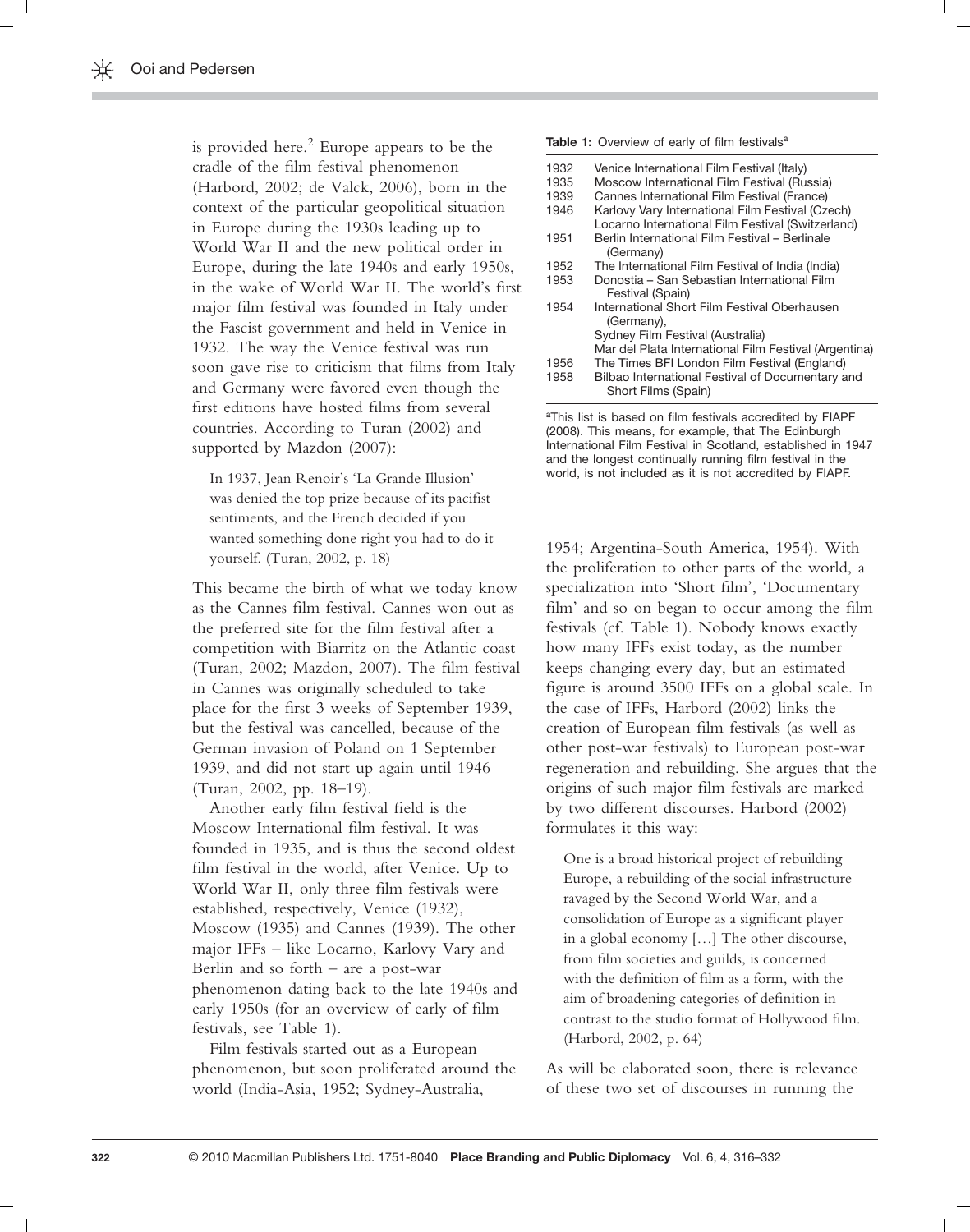is provided here.[2] Europe appears to be the cradle of the film festival phenomenon (Harbord, 2002; de Valck, 2006), born in the context of the particular geopolitical situation in Europe during the 1930s leading up to World War II and the new political order in Europe, during the late 1940s and early 1950s, in the wake of World War II. The world's first major film festival was founded in Italy under the Fascist government and held in Venice in 1932. The way the Venice festival was run soon gave rise to criticism that films from Italy and Germany were favored even though the first editions have hosted films from several countries. According to Turan (2002) and supported by Mazdon (2007):

> In 1937, Jean Renoir's 'La Grande Illusion' was denied the top prize because of its pacifist sentiments, and the French decided if you wanted something done right you had to do it yourself. (Turan, 2002, p. 18)

This became the birth of what we today know as the Cannes film festival. Cannes won out as the preferred site for the film festival after a competition with Biarritz on the Atlantic coast (Turan, 2002; Mazdon, 2007). The film festival in Cannes was originally scheduled to take place for the first 3 weeks of September 1939, but the festival was cancelled, because of the German invasion of Poland on 1 September 1939, and did not start up again until 1946 (Turan, 2002, pp. 18–19).

Another early film festival field is the Moscow International film festival. It was founded in 1935, and is thus the second oldest film festival in the world, after Venice. Up to World War II, only three film festivals were established, respectively, Venice (1932), Moscow (1935) and Cannes (1939). The other major IFFs – like Locarno, Karlovy Vary and Berlin and so forth – are a post-war phenomenon dating back to the late 1940s and early 1950s (for an overview of early of film festivals, see Table 1).

Film festivals started out as a European phenomenon, but soon proliferated around the world (India-Asia, 1952; Sydney-Australia, 1954; Argentina-South America, 1954). With the proliferation to other parts of the world, a specialization into 'Short film', 'Documentary film' and so on began to occur among the film festivals (cf. Table 1). Nobody knows exactly how many IFFs exist today, as the number keeps changing every day, but an estimated figure is around 3500 IFFs on a global scale. In the case of IFFs, Harbord (2002) links the creation of European film festivals (as well as other post-war festivals) to European post-war regeneration and rebuilding. She argues that the origins of such major film festivals are marked by two different discourses. Harbord (2002) formulates it this way:

> One is a broad historical project of rebuilding Europe, a rebuilding of the social infrastructure ravaged by the Second World War, and a consolidation of Europe as a significant player in a global economy […] The other discourse, from film societies and guilds, is concerned with the definition of film as a form, with the aim of broadening categories of definition in contrast to the studio format of Hollywood film. (Harbord, 2002, p. 64)

As will be elaborated soon, there is relevance of these two set of discourses in running the

**Table 1:** Overview of early of film festivals[a]

| Year | Festival |
|---|---|
| 1932 | Venice International Film Festival (Italy) |
| 1935 | Moscow International Film Festival (Russia) |
| 1939 | Cannes International Film Festival (France) |
| 1946 | Karlovy Vary International Film Festival (Czech) |
| | Locarno International Film Festival (Switzerland) |
| 1951 | Berlin International Film Festival – Berlinale (Germany) |
| 1952 | The International Film Festival of India (India) |
| 1953 | Donostia – San Sebastian International Film Festival (Spain) |
| 1954 | International Short Film Festival Oberhausen (Germany), |
| | Sydney Film Festival (Australia) |
| | Mar del Plata International Film Festival (Argentina) |
| 1956 | The Times BFI London Film Festival (England) |
| 1958 | Bilbao International Festival of Documentary and Short Films (Spain) |

[a]This list is based on film festivals accredited by FIAPF (2008). This means, for example, that The Edinburgh International Film Festival in Scotland, established in 1947 and the longest continually running film festival in the world, is not included as it is not accredited by FIAPF.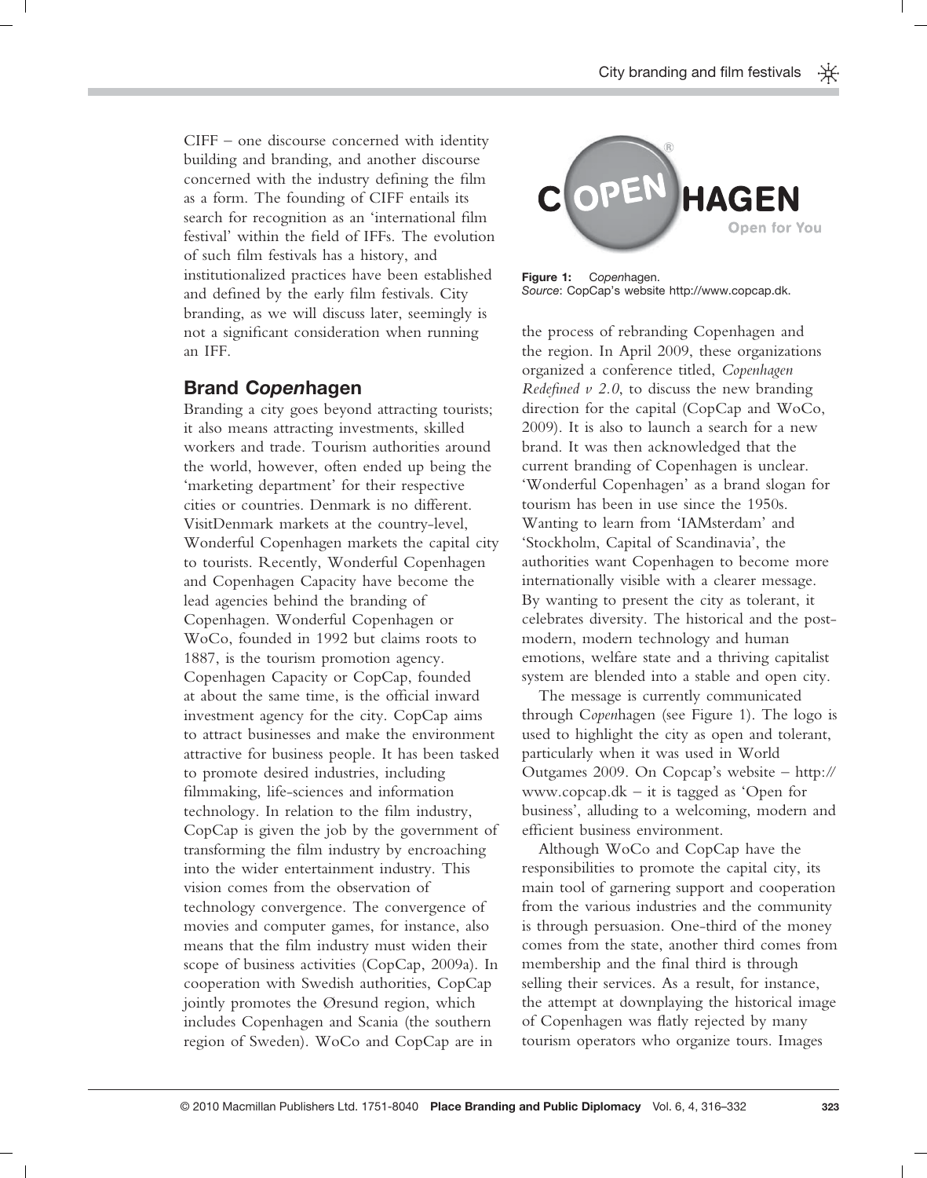CIFF – one discourse concerned with identity building and branding, and another discourse concerned with the industry defining the film as a form. The founding of CIFF entails its search for recognition as an 'international film festival' within the field of IFFs. The evolution of such film festivals has a history, and institutionalized practices have been established and defined by the early film festivals. City branding, as we will discuss later, seemingly is not a significant consideration when running an IFF.

## Brand C*open*hagen

Branding a city goes beyond attracting tourists; it also means attracting investments, skilled workers and trade. Tourism authorities around the world, however, often ended up being the 'marketing department' for their respective cities or countries. Denmark is no different. VisitDenmark markets at the country-level, Wonderful Copenhagen markets the capital city to tourists. Recently, Wonderful Copenhagen and Copenhagen Capacity have become the lead agencies behind the branding of Copenhagen. Wonderful Copenhagen or WoCo, founded in 1992 but claims roots to 1887, is the tourism promotion agency. Copenhagen Capacity or CopCap, founded at about the same time, is the official inward investment agency for the city. CopCap aims to attract businesses and make the environment attractive for business people. It has been tasked to promote desired industries, including filmmaking, life-sciences and information technology. In relation to the film industry, CopCap is given the job by the government of transforming the film industry by encroaching into the wider entertainment industry. This vision comes from the observation of technology convergence. The convergence of movies and computer games, for instance, also means that the film industry must widen their scope of business activities (CopCap, 2009a). In cooperation with Swedish authorities, CopCap jointly promotes the Øresund region, which includes Copenhagen and Scania (the southern region of Sweden). WoCo and CopCap are in the process of rebranding Copenhagen and the region. In April 2009, these organizations organized a conference titled, *Copenhagen Redefined v 2.0*, to discuss the new branding direction for the capital (CopCap and WoCo, 2009). It is also to launch a search for a new brand. It was then acknowledged that the current branding of Copenhagen is unclear. 'Wonderful Copenhagen' as a brand slogan for tourism has been in use since the 1950s. Wanting to learn from 'IAMsterdam' and 'Stockholm, Capital of Scandinavia', the authorities want Copenhagen to become more internationally visible with a clearer message. By wanting to present the city as tolerant, it celebrates diversity. The historical and the post-modern, modern technology and human emotions, welfare state and a thriving capitalist system are blended into a stable and open city.

**Figure 1:** C*open*hagen.
*Source*: CopCap's website http://www.copcap.dk.

The message is currently communicated through C*open*hagen (see Figure 1). The logo is used to highlight the city as open and tolerant, particularly when it was used in World Outgames 2009. On Copcap's website – http://www.copcap.dk – it is tagged as 'Open for business', alluding to a welcoming, modern and efficient business environment.

Although WoCo and CopCap have the responsibilities to promote the capital city, its main tool of garnering support and cooperation from the various industries and the community is through persuasion. One-third of the money comes from the state, another third comes from membership and the final third is through selling their services. As a result, for instance, the attempt at downplaying the historical image of Copenhagen was flatly rejected by many tourism operators who organize tours. Images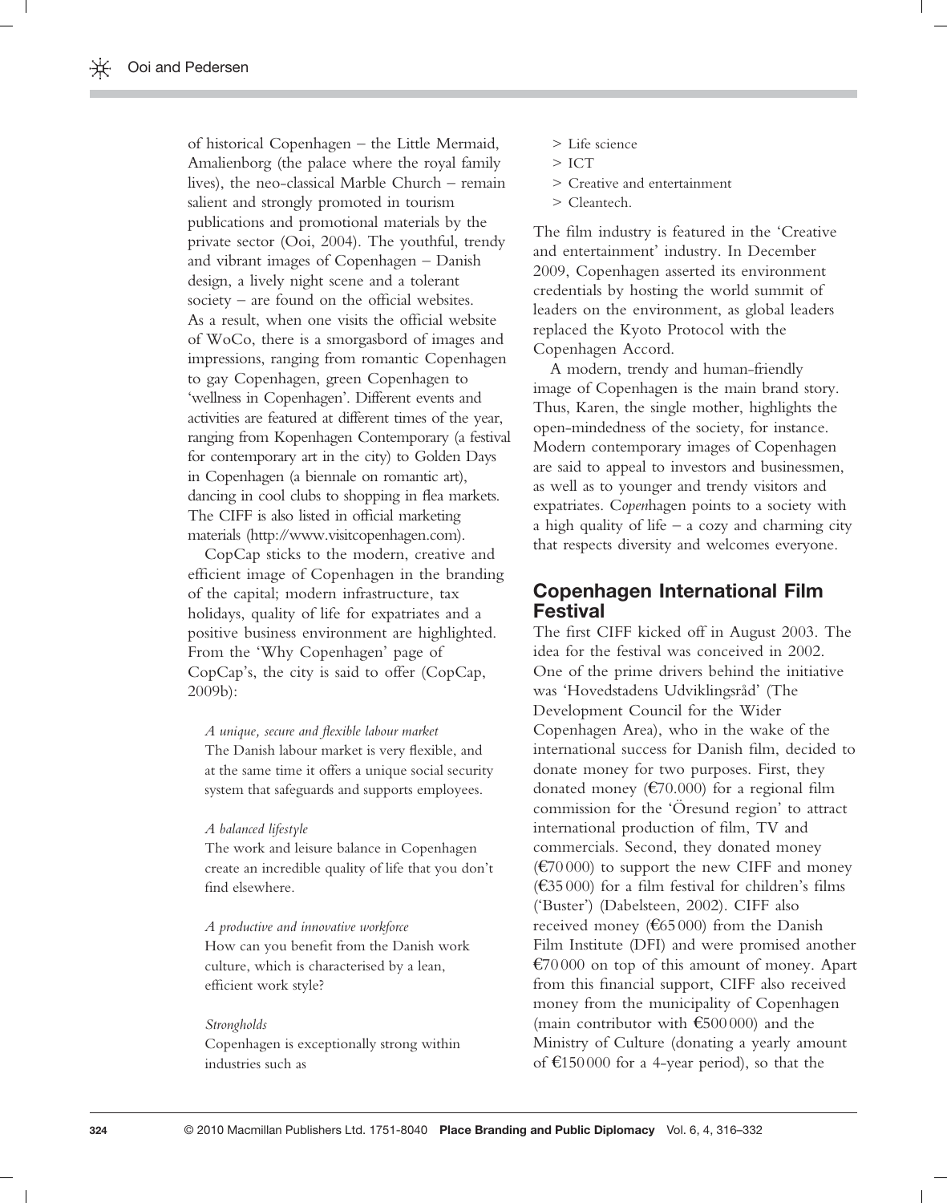of historical Copenhagen – the Little Mermaid, Amalienborg (the palace where the royal family lives), the neo-classical Marble Church – remain salient and strongly promoted in tourism publications and promotional materials by the private sector (Ooi, 2004). The youthful, trendy and vibrant images of Copenhagen – Danish design, a lively night scene and a tolerant society – are found on the official websites. As a result, when one visits the official website of WoCo, there is a smorgasbord of images and impressions, ranging from romantic Copenhagen to gay Copenhagen, green Copenhagen to 'wellness in Copenhagen'. Different events and activities are featured at different times of the year, ranging from Kopenhagen Contemporary (a festival for contemporary art in the city) to Golden Days in Copenhagen (a biennale on romantic art), dancing in cool clubs to shopping in flea markets. The CIFF is also listed in official marketing materials (http://www.visitcopenhagen.com).

CopCap sticks to the modern, creative and efficient image of Copenhagen in the branding of the capital; modern infrastructure, tax holidays, quality of life for expatriates and a positive business environment are highlighted. From the 'Why Copenhagen' page of CopCap's, the city is said to offer (CopCap, 2009b):

> *A unique, secure and flexible labour market*
> The Danish labour market is very flexible, and at the same time it offers a unique social security system that safeguards and supports employees.
>
> *A balanced lifestyle*
> The work and leisure balance in Copenhagen create an incredible quality of life that you don't find elsewhere.
>
> *A productive and innovative workforce*
> How can you benefit from the Danish work culture, which is characterised by a lean, efficient work style?
>
> *Strongholds*
> Copenhagen is exceptionally strong within industries such as
>
> > Life science
> > ICT
> > Creative and entertainment
> > Cleantech.

The film industry is featured in the 'Creative and entertainment' industry. In December 2009, Copenhagen asserted its environment credentials by hosting the world summit of leaders on the environment, as global leaders replaced the Kyoto Protocol with the Copenhagen Accord.

A modern, trendy and human-friendly image of Copenhagen is the main brand story. Thus, Karen, the single mother, highlights the open-mindedness of the society, for instance. Modern contemporary images of Copenhagen are said to appeal to investors and businessmen, as well as to younger and trendy visitors and expatriates. C*open*hagen points to a society with a high quality of life – a cozy and charming city that respects diversity and welcomes everyone.

## Copenhagen International Film Festival

The first CIFF kicked off in August 2003. The idea for the festival was conceived in 2002. One of the prime drivers behind the initiative was 'Hovedstadens Udviklingsråd' (The Development Council for the Wider Copenhagen Area), who in the wake of the international success for Danish film, decided to donate money for two purposes. First, they donated money (€70.000) for a regional film commission for the 'Öresund region' to attract international production of film, TV and commercials. Second, they donated money (€70 000) to support the new CIFF and money (€35 000) for a film festival for children's films ('Buster') (Dabelsteen, 2002). CIFF also received money (€65 000) from the Danish Film Institute (DFI) and were promised another €70 000 on top of this amount of money. Apart from this financial support, CIFF also received money from the municipality of Copenhagen (main contributor with €500 000) and the Ministry of Culture (donating a yearly amount of €150 000 for a 4-year period), so that the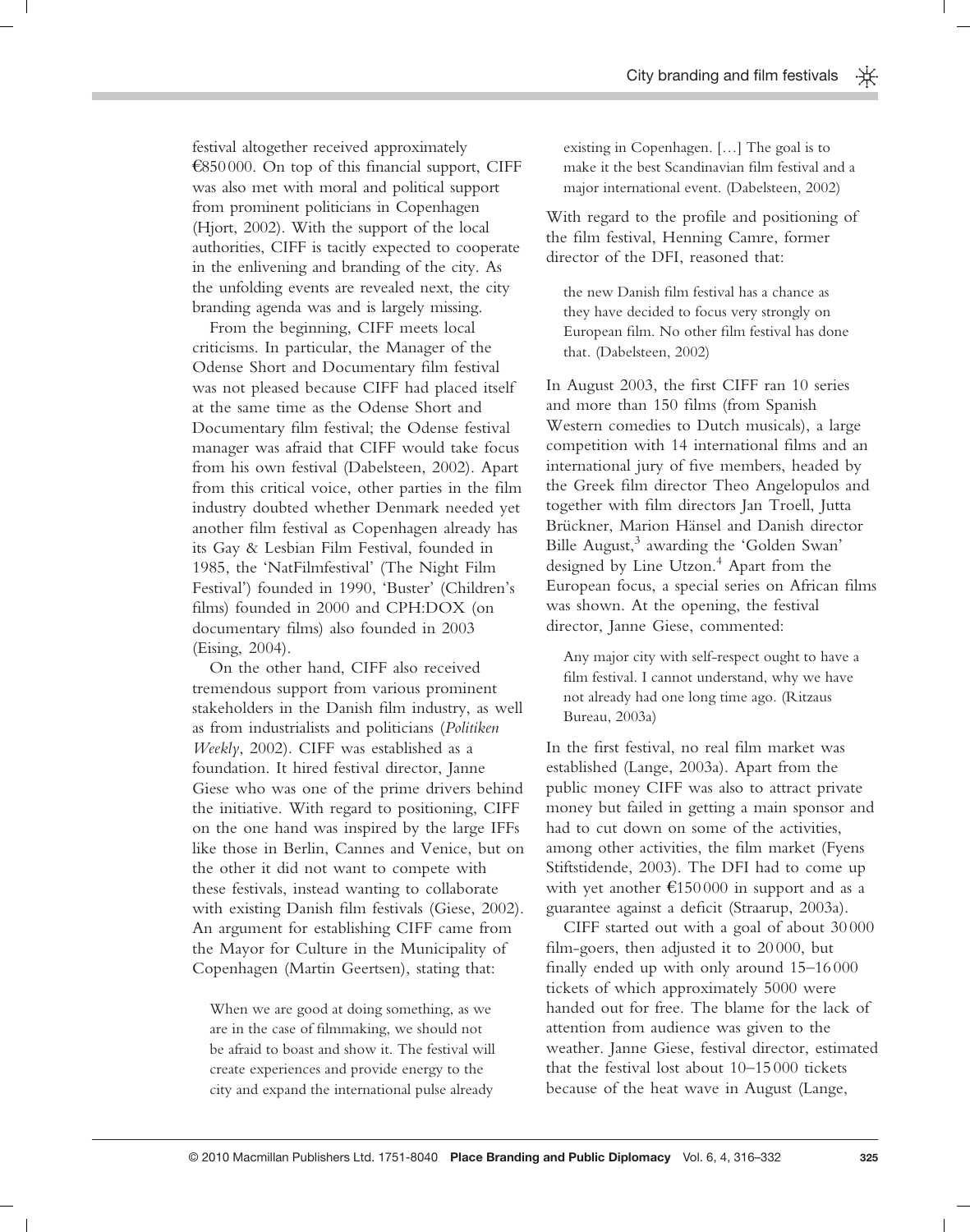festival altogether received approximately €850 000. On top of this financial support, CIFF was also met with moral and political support from prominent politicians in Copenhagen (Hjort, 2002). With the support of the local authorities, CIFF is tacitly expected to cooperate in the enlivening and branding of the city. As the unfolding events are revealed next, the city branding agenda was and is largely missing.

From the beginning, CIFF meets local criticisms. In particular, the Manager of the Odense Short and Documentary film festival was not pleased because CIFF had placed itself at the same time as the Odense Short and Documentary film festival; the Odense festival manager was afraid that CIFF would take focus from his own festival (Dabelsteen, 2002). Apart from this critical voice, other parties in the film industry doubted whether Denmark needed yet another film festival as Copenhagen already has its Gay & Lesbian Film Festival, founded in 1985, the 'NatFilmfestival' (The Night Film Festival) founded in 1990, 'Buster' (Children's films) founded in 2000 and CPH:DOX (on documentary films) also founded in 2003 (Eising, 2004).

On the other hand, CIFF also received tremendous support from various prominent stakeholders in the Danish film industry, as well as from industrialists and politicians (*Politiken Weekly*, 2002). CIFF was established as a foundation. It hired festival director, Janne Giese who was one of the prime drivers behind the initiative. With regard to positioning, CIFF on the one hand was inspired by the large IFFs like those in Berlin, Cannes and Venice, but on the other it did not want to compete with these festivals, instead wanting to collaborate with existing Danish film festivals (Giese, 2002). An argument for establishing CIFF came from the Mayor for Culture in the Municipality of Copenhagen (Martin Geertsen), stating that:

> When we are good at doing something, as we are in the case of filmmaking, we should not be afraid to boast and show it. The festival will create experiences and provide energy to the city and expand the international pulse already existing in Copenhagen. […] The goal is to make it the best Scandinavian film festival and a major international event. (Dabelsteen, 2002)

With regard to the profile and positioning of the film festival, Henning Camre, former director of the DFI, reasoned that:

> the new Danish film festival has a chance as they have decided to focus very strongly on European film. No other film festival has done that. (Dabelsteen, 2002)

In August 2003, the first CIFF ran 10 series and more than 150 films (from Spanish Western comedies to Dutch musicals), a large competition with 14 international films and an international jury of five members, headed by the Greek film director Theo Angelopulos and together with film directors Jan Troell, Jutta Brückner, Marion Hänsel and Danish director Bille August,[3] awarding the 'Golden Swan' designed by Line Utzon.[4] Apart from the European focus, a special series on African films was shown. At the opening, the festival director, Janne Giese, commented:

> Any major city with self-respect ought to have a film festival. I cannot understand, why we have not already had one long time ago. (Ritzaus Bureau, 2003a)

In the first festival, no real film market was established (Lange, 2003a). Apart from the public money CIFF was also to attract private money but failed in getting a main sponsor and had to cut down on some of the activities, among other activities, the film market (Fyens Stiftstidende, 2003). The DFI had to come up with yet another €150 000 in support and as a guarantee against a deficit (Straarup, 2003a).

CIFF started out with a goal of about 30 000 film-goers, then adjusted it to 20 000, but finally ended up with only around 15–16 000 tickets of which approximately 5000 were handed out for free. The blame for the lack of attention from audience was given to the weather. Janne Giese, festival director, estimated that the festival lost about 10–15 000 tickets because of the heat wave in August (Lange,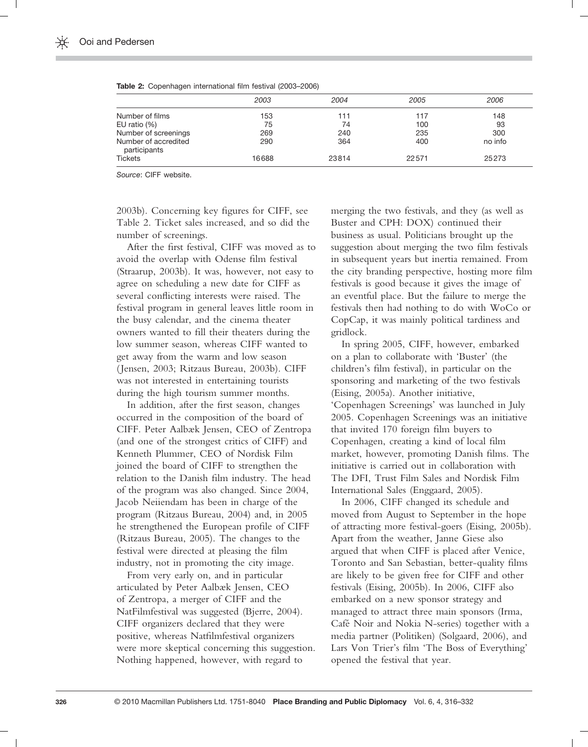**Table 2:** Copenhagen international film festival (2003–2006)

| | *2003* | *2004* | *2005* | *2006* |
|---|---|---|---|---|
| Number of films | 153 | 111 | 117 | 148 |
| EU ratio (%) | 75 | 74 | 100 | 93 |
| Number of screenings | 269 | 240 | 235 | 300 |
| Number of accredited participants | 290 | 364 | 400 | no info |
| Tickets | 16688 | 23814 | 22571 | 25273 |

*Source*: CIFF website.

2003b). Concerning key figures for CIFF, see Table 2. Ticket sales increased, and so did the number of screenings.

After the first festival, CIFF was moved as to avoid the overlap with Odense film festival (Straarup, 2003b). It was, however, not easy to agree on scheduling a new date for CIFF as several conflicting interests were raised. The festival program in general leaves little room in the busy calendar, and the cinema theater owners wanted to fill their theaters during the low summer season, whereas CIFF wanted to get away from the warm and low season (Jensen, 2003; Ritzaus Bureau, 2003b). CIFF was not interested in entertaining tourists during the high tourism summer months.

In addition, after the first season, changes occurred in the composition of the board of CIFF. Peter Aalbæk Jensen, CEO of Zentropa (and one of the strongest critics of CIFF) and Kenneth Plummer, CEO of Nordisk Film joined the board of CIFF to strengthen the relation to the Danish film industry. The head of the program was also changed. Since 2004, Jacob Neiiendam has been in charge of the program (Ritzaus Bureau, 2004) and, in 2005 he strengthened the European profile of CIFF (Ritzaus Bureau, 2005). The changes to the festival were directed at pleasing the film industry, not in promoting the city image.

From very early on, and in particular articulated by Peter Aalbæk Jensen, CEO of Zentropa, a merger of CIFF and the NatFilmfestival was suggested (Bjerre, 2004). CIFF organizers declared that they were positive, whereas Natfilmfestival organizers were more skeptical concerning this suggestion. Nothing happened, however, with regard to merging the two festivals, and they (as well as Buster and CPH: DOX) continued their business as usual. Politicians brought up the suggestion about merging the two film festivals in subsequent years but inertia remained. From the city branding perspective, hosting more film festivals is good because it gives the image of an eventful place. But the failure to merge the festivals then had nothing to do with WoCo or CopCap, it was mainly political tardiness and gridlock.

In spring 2005, CIFF, however, embarked on a plan to collaborate with 'Buster' (the children's film festival), in particular on the sponsoring and marketing of the two festivals (Eising, 2005a). Another initiative, 'Copenhagen Screenings' was launched in July 2005. Copenhagen Screenings was an initiative that invited 170 foreign film buyers to Copenhagen, creating a kind of local film market, however, promoting Danish films. The initiative is carried out in collaboration with The DFI, Trust Film Sales and Nordisk Film International Sales (Enggaard, 2005).

In 2006, CIFF changed its schedule and moved from August to September in the hope of attracting more festival-goers (Eising, 2005b). Apart from the weather, Janne Giese also argued that when CIFF is placed after Venice, Toronto and San Sebastian, better-quality films are likely to be given free for CIFF and other festivals (Eising, 2005b). In 2006, CIFF also embarked on a new sponsor strategy and managed to attract three main sponsors (Irma, Café Noir and Nokia N-series) together with a media partner (Politiken) (Solgaard, 2006), and Lars Von Trier's film 'The Boss of Everything' opened the festival that year.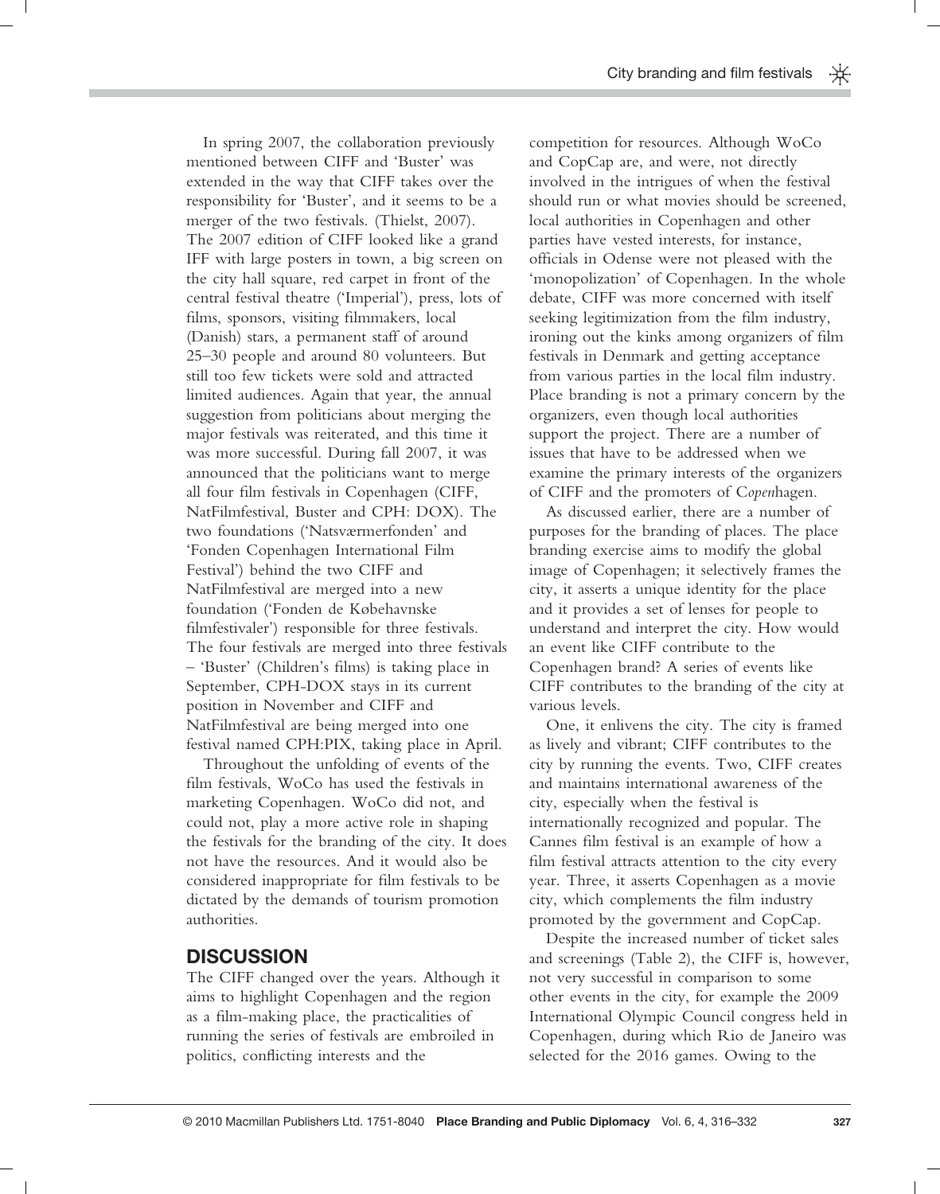In spring 2007, the collaboration previously mentioned between CIFF and 'Buster' was extended in the way that CIFF takes over the responsibility for 'Buster', and it seems to be a merger of the two festivals. (Thielst, 2007). The 2007 edition of CIFF looked like a grand IFF with large posters in town, a big screen on the city hall square, red carpet in front of the central festival theatre ('Imperial'), press, lots of films, sponsors, visiting filmmakers, local (Danish) stars, a permanent staff of around 25–30 people and around 80 volunteers. But still too few tickets were sold and attracted limited audiences. Again that year, the annual suggestion from politicians about merging the major festivals was reiterated, and this time it was more successful. During fall 2007, it was announced that the politicians want to merge all four film festivals in Copenhagen (CIFF, NatFilmfestival, Buster and CPH: DOX). The two foundations ('Natsværmerfonden' and 'Fonden Copenhagen International Film Festival') behind the two CIFF and NatFilmfestival are merged into a new foundation ('Fonden de Køבehavnske filmfestivaler') responsible for three festivals. The four festivals are merged into three festivals – 'Buster' (Children's films) is taking place in September, CPH-DOX stays in its current position in November and CIFF and NatFilmfestival are being merged into one festival named CPH:PIX, taking place in April.

Throughout the unfolding of events of the film festivals, WoCo has used the festivals in marketing Copenhagen. WoCo did not, and could not, play a more active role in shaping the festivals for the branding of the city. It does not have the resources. And it would also be considered inappropriate for film festivals to be dictated by the demands of tourism promotion authorities.

## DISCUSSION

The CIFF changed over the years. Although it aims to highlight Copenhagen and the region as a film-making place, the practicalities of running the series of festivals are embroiled in politics, conflicting interests and the competition for resources. Although WoCo and CopCap are, and were, not directly involved in the intrigues of when the festival should run or what movies should be screened, local authorities in Copenhagen and other parties have vested interests, for instance, officials in Odense were not pleased with the 'monopolization' of Copenhagen. In the whole debate, CIFF was more concerned with itself seeking legitimization from the film industry, ironing out the kinks among organizers of film festivals in Denmark and getting acceptance from various parties in the local film industry. Place branding is not a primary concern by the organizers, even though local authorities support the project. There are a number of issues that have to be addressed when we examine the primary interests of the organizers of CIFF and the promoters of C*open*hagen.

As discussed earlier, there are a number of purposes for the branding of places. The place branding exercise aims to modify the global image of Copenhagen; it selectively frames the city, it asserts a unique identity for the place and it provides a set of lenses for people to understand and interpret the city. How would an event like CIFF contribute to the Copenhagen brand? A series of events like CIFF contributes to the branding of the city at various levels.

One, it enlivens the city. The city is framed as lively and vibrant; CIFF contributes to the city by running the events. Two, CIFF creates and maintains international awareness of the city, especially when the festival is internationally recognized and popular. The Cannes film festival is an example of how a film festival attracts attention to the city every year. Three, it asserts Copenhagen as a movie city, which complements the film industry promoted by the government and CopCap.

Despite the increased number of ticket sales and screenings (Table 2), the CIFF is, however, not very successful in comparison to some other events in the city, for example the 2009 International Olympic Council congress held in Copenhagen, during which Rio de Janeiro was selected for the 2016 games. Owing to the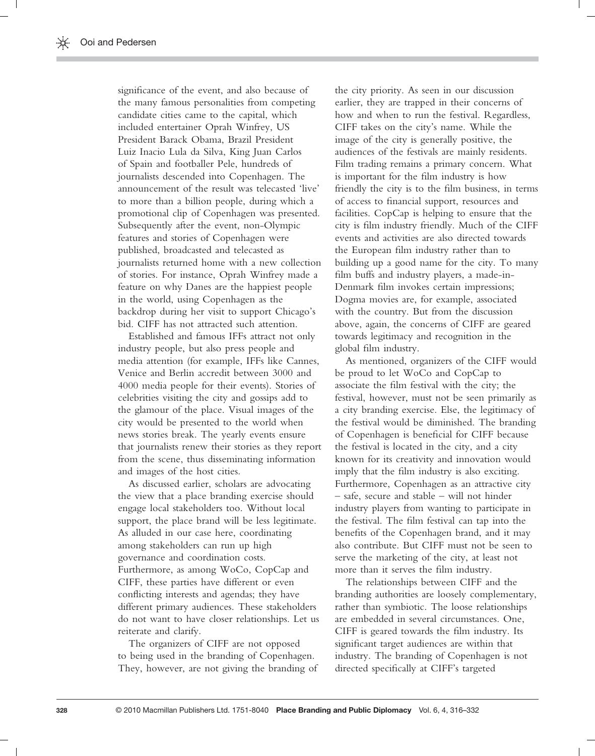significance of the event, and also because of the many famous personalities from competing candidate cities came to the capital, which included entertainer Oprah Winfrey, US President Barack Obama, Brazil President Luiz Inacio Lula da Silva, King Juan Carlos of Spain and footballer Pele, hundreds of journalists descended into Copenhagen. The announcement of the result was telecasted 'live' to more than a billion people, during which a promotional clip of Copenhagen was presented. Subsequently after the event, non-Olympic features and stories of Copenhagen were published, broadcasted and telecasted as journalists returned home with a new collection of stories. For instance, Oprah Winfrey made a feature on why Danes are the happiest people in the world, using Copenhagen as the backdrop during her visit to support Chicago's bid. CIFF has not attracted such attention.

Established and famous IFFs attract not only industry people, but also press people and media attention (for example, IFFs like Cannes, Venice and Berlin accredit between 3000 and 4000 media people for their events). Stories of celebrities visiting the city and gossips add to the glamour of the place. Visual images of the city would be presented to the world when news stories break. The yearly events ensure that journalists renew their stories as they report from the scene, thus disseminating information and images of the host cities.

As discussed earlier, scholars are advocating the view that a place branding exercise should engage local stakeholders too. Without local support, the place brand will be less legitimate. As alluded in our case here, coordinating among stakeholders can run up high governance and coordination costs. Furthermore, as among WoCo, CopCap and CIFF, these parties have different or even conflicting interests and agendas; they have different primary audiences. These stakeholders do not want to have closer relationships. Let us reiterate and clarify.

The organizers of CIFF are not opposed to being used in the branding of Copenhagen. They, however, are not giving the branding of the city priority. As seen in our discussion earlier, they are trapped in their concerns of how and when to run the festival. Regardless, CIFF takes on the city's name. While the image of the city is generally positive, the audiences of the festivals are mainly residents. Film trading remains a primary concern. What is important for the film industry is how friendly the city is to the film business, in terms of access to financial support, resources and facilities. CopCap is helping to ensure that the city is film industry friendly. Much of the CIFF events and activities are also directed towards the European film industry rather than to building up a good name for the city. To many film buffs and industry players, a made-in-Denmark film invokes certain impressions; Dogma movies are, for example, associated with the country. But from the discussion above, again, the concerns of CIFF are geared towards legitimacy and recognition in the global film industry.

As mentioned, organizers of the CIFF would be proud to let WoCo and CopCap to associate the film festival with the city; the festival, however, must not be seen primarily as a city branding exercise. Else, the legitimacy of the festival would be diminished. The branding of Copenhagen is beneficial for CIFF because the festival is located in the city, and a city known for its creativity and innovation would imply that the film industry is also exciting. Furthermore, Copenhagen as an attractive city – safe, secure and stable – will not hinder industry players from wanting to participate in the festival. The film festival can tap into the benefits of the Copenhagen brand, and it may also contribute. But CIFF must not be seen to serve the marketing of the city, at least not more than it serves the film industry.

The relationships between CIFF and the branding authorities are loosely complementary, rather than symbiotic. The loose relationships are embedded in several circumstances. One, CIFF is geared towards the film industry. Its significant target audiences are within that industry. The branding of Copenhagen is not directed specifically at CIFF's targeted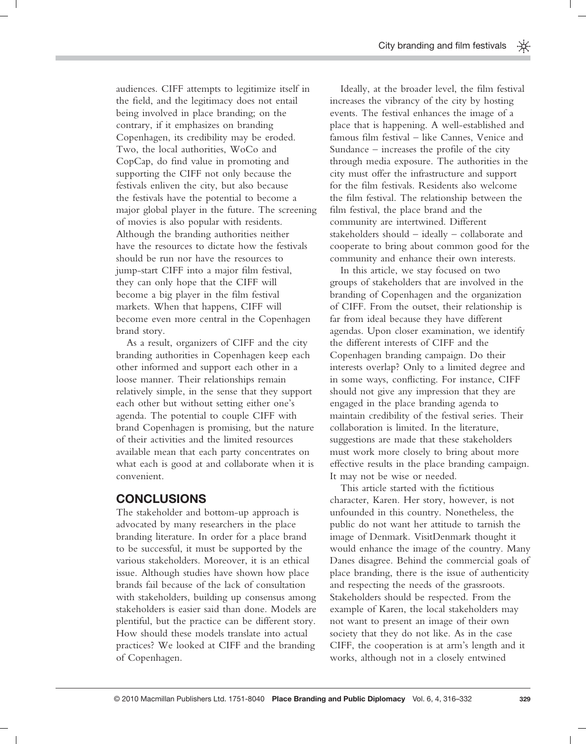audiences. CIFF attempts to legitimize itself in the field, and the legitimacy does not entail being involved in place branding; on the contrary, if it emphasizes on branding Copenhagen, its credibility may be eroded. Two, the local authorities, WoCo and CopCap, do find value in promoting and supporting the CIFF not only because the festivals enliven the city, but also because the festivals have the potential to become a major global player in the future. The screening of movies is also popular with residents. Although the branding authorities neither have the resources to dictate how the festivals should be run nor have the resources to jump-start CIFF into a major film festival, they can only hope that the CIFF will become a big player in the film festival markets. When that happens, CIFF will become even more central in the Copenhagen brand story.

As a result, organizers of CIFF and the city branding authorities in Copenhagen keep each other informed and support each other in a loose manner. Their relationships remain relatively simple, in the sense that they support each other but without setting either one's agenda. The potential to couple CIFF with brand Copenhagen is promising, but the nature of their activities and the limited resources available mean that each party concentrates on what each is good at and collaborate when it is convenient.

## CONCLUSIONS

The stakeholder and bottom-up approach is advocated by many researchers in the place branding literature. In order for a place brand to be successful, it must be supported by the various stakeholders. Moreover, it is an ethical issue. Although studies have shown how place brands fail because of the lack of consultation with stakeholders, building up consensus among stakeholders is easier said than done. Models are plentiful, but the practice can be different story. How should these models translate into actual practices? We looked at CIFF and the branding of Copenhagen.

Ideally, at the broader level, the film festival increases the vibrancy of the city by hosting events. The festival enhances the image of a place that is happening. A well-established and famous film festival – like Cannes, Venice and Sundance – increases the profile of the city through media exposure. The authorities in the city must offer the infrastructure and support for the film festivals. Residents also welcome the film festival. The relationship between the film festival, the place brand and the community are intertwined. Different stakeholders should – ideally – collaborate and cooperate to bring about common good for the community and enhance their own interests.

In this article, we stay focused on two groups of stakeholders that are involved in the branding of Copenhagen and the organization of CIFF. From the outset, their relationship is far from ideal because they have different agendas. Upon closer examination, we identify the different interests of CIFF and the Copenhagen branding campaign. Do their interests overlap? Only to a limited degree and in some ways, conflicting. For instance, CIFF should not give any impression that they are engaged in the place branding agenda to maintain credibility of the festival series. Their collaboration is limited. In the literature, suggestions are made that these stakeholders must work more closely to bring about more effective results in the place branding campaign. It may not be wise or needed.

This article started with the fictitious character, Karen. Her story, however, is not unfounded in this country. Nonetheless, the public do not want her attitude to tarnish the image of Denmark. VisitDenmark thought it would enhance the image of the country. Many Danes disagree. Behind the commercial goals of place branding, there is the issue of authenticity and respecting the needs of the grassroots. Stakeholders should be respected. From the example of Karen, the local stakeholders may not want to present an image of their own society that they do not like. As in the case CIFF, the cooperation is at arm's length and it works, although not in a closely entwined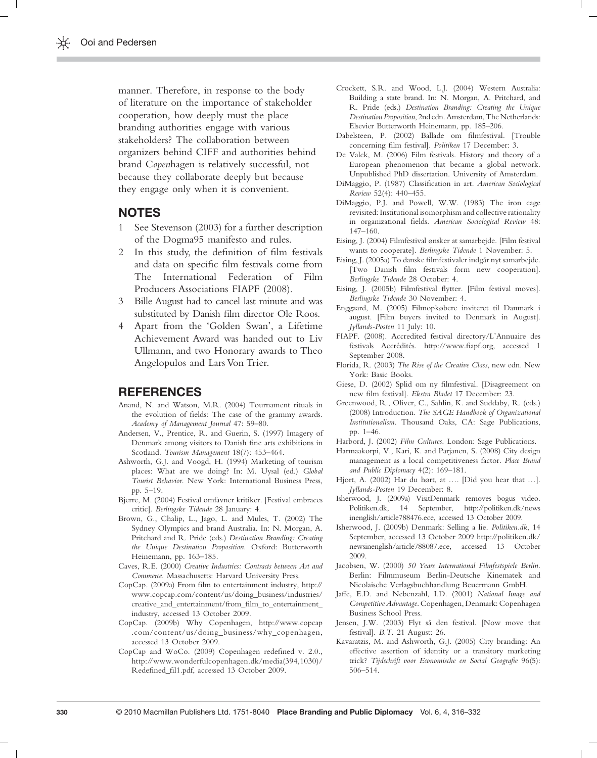manner. Therefore, in response to the body of literature on the importance of stakeholder cooperation, how deeply must the place branding authorities engage with various stakeholders? The collaboration between organizers behind CIFF and authorities behind brand C*open*hagen is relatively successful, not because they collaborate deeply but because they engage only when it is convenient.

## NOTES

1. See Stevenson (2003) for a further description of the Dogma95 manifesto and rules.
2. In this study, the definition of film festivals and data on specific film festivals come from The International Federation of Film Producers Associations FIAPF (2008).
3. Bille August had to cancel last minute and was substituted by Danish film director Ole Roos.
4. Apart from the 'Golden Swan', a Lifetime Achievement Award was handed out to Liv Ullmann, and two Honorary awards to Theo Angelopulos and Lars Von Trier.

## REFERENCES

Anand, N. and Watson, M.R. (2004) Tournament rituals in the evolution of fields: The case of the grammy awards. *Academy of Management Journal* 47: 59–80.

Andersen, V., Prentice, R. and Guerin, S. (1997) Imagery of Denmark among visitors to Danish fine arts exhibitions in Scotland. *Tourism Management* 18(7): 453–464.

Ashworth, G.J. and Voogd, H. (1994) Marketing of tourism places: What are we doing? In: M. Uysal (ed.) *Global Tourist Behavior*. New York: International Business Press, pp. 5–19.

Bjerre, M. (2004) Festival omfavner kritiker. [Festival embraces critic]. *Berlingske Tidende* 28 January: 4.

Brown, G., Chalip, L., Jago, L. and Mules, T. (2002) The Sydney Olympics and brand Australia. In: N. Morgan, A. Pritchard and R. Pride (eds.) *Destination Branding: Creating the Unique Destination Proposition*. Oxford: Butterworth Heinemann, pp. 163–185.

Caves, R.E. (2000) *Creative Industries: Contracts between Art and Commerce*. Massachusetts: Harvard University Press.

CopCap. (2009a) From film to entertainment industry, http://www.copcap.com/content/us/doing_business/industries/creative_and_entertainment/from_film_to_entertainment_industry, accessed 13 October 2009.

CopCap. (2009b) Why Copenhagen, http://www.copcap.com/content/us/doing_business/why_copenhagen, accessed 13 October 2009.

CopCap and WoCo. (2009) Copenhagen redefined v. 2.0., http://www.wonderfulcopenhagen.dk/media(394,1030)/Redefined_fil1.pdf, accessed 13 October 2009.

Crockett, S.R. and Wood, L.J. (2004) Western Australia: Building a state brand. In: N. Morgan, A. Pritchard, and R. Pride (eds.) *Destination Branding: Creating the Unique Destination Proposition*, 2nd edn. Amsterdam, The Netherlands: Elsevier Butterworth Heinemann, pp. 185–206.

Dabelsteen, P. (2002) Ballade om filmfestival. [Trouble concerning film festival]. *Politiken* 17 December: 3.

De Valck, M. (2006) Film festivals. History and theory of a European phenomenon that became a global network. Unpublished PhD dissertation. University of Amsterdam.

DiMaggio, P. (1987) Classification in art. *American Sociological Review* 52(4): 440–455.

DiMaggio, P.J. and Powell, W.W. (1983) The iron cage revisited: Institutional isomorphism and collective rationality in organizational fields. *American Sociological Review* 48: 147–160.

Eising, J. (2004) Filmfestival ønsker at samarbejde. [Film festival wants to cooperate]. *Berlingske Tidende* 1 November: 5.

Eising, J. (2005a) To danske filmfestivaler indgår nyt samarbejde. [Two Danish film festivals form new cooperation]. *Berlingske Tidende* 28 October: 4.

Eising, J. (2005b) Filmfestival flytter. [Film festival moves]. *Berlingske Tidende* 30 November: 4.

Enggaard, M. (2005) Filmopkøbere inviteret til Danmark i august. [Film buyers invited to Denmark in August]. *Jyllands-Posten* 11 July: 10.

FIAPF. (2008). Accredited festival directory/L'Annuaire des festivals Accrédités. http://www.fiapf.org, accessed 1 September 2008.

Florida, R. (2003) *The Rise of the Creative Class*, new edn. New York: Basic Books.

Giese, D. (2002) Splid om ny filmfestival. [Disagreement on new film festival]. *Ekstra Bladet* 17 December: 23.

Greenwood, R., Oliver, C., Sahlin, K. and Suddaby, R. (eds.) (2008) Introduction. *The SAGE Handbook of Organizational Institutionalism*. Thousand Oaks, CA: Sage Publications, pp. 1–46.

Harbord, J. (2002) *Film Cultures*. London: Sage Publications.

Harmaakorpi, V., Kari, K. and Parjanen, S. (2008) City design management as a local competitiveness factor. *Place Brand and Public Diplomacy* 4(2): 169–181.

Hjort, A. (2002) Har du hørt, at …. [Did you hear that …]. *Jyllands-Posten* 19 December: 8.

Isherwood, J. (2009a) VisitDenmark removes bogus video. Politiken.dk, 14 September, http://politiken.dk/newsinenglish/article788476.ece, accessed 13 October 2009.

Isherwood, J. (2009b) Denmark: Selling a lie. *Politiken.dk*, 14 September, accessed 13 October 2009 http://politiken.dk/newsinenglish/article788087.ece, accessed 13 October 2009.

Jacobsen, W. (2000) *50 Years International Filmfestspiele Berlin*. Berlin: Filmmuseum Berlin-Deutsche Kinematek and Nicolaische Verlagsbuchhandlung Beuermann GmbH.

Jaffe, E.D. and Nebenzahl, I.D. (2001) *National Image and Competitive Advantage*. Copenhagen, Denmark: Copenhagen Business School Press.

Jensen, J.W. (2003) Flyt så den festival. [Now move that festival]. *B.T.* 21 August: 26.

Kavaratzis, M. and Ashworth, G.J. (2005) City branding: An effective assertion of identity or a transitory marketing trick? *Tijdschrift voor Economische en Social Geografie* 96(5): 506–514.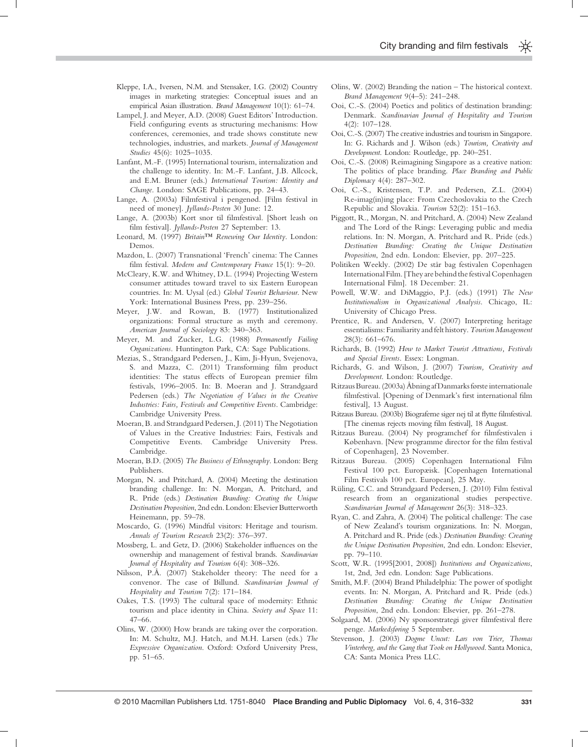Kleppe, I.A., Iversen, N.M. and Stensaker, I.G. (2002) Country images in marketing strategies: Conceptual issues and an empirical Asian illustration. *Brand Management* 10(1): 61–74.

Lampel, J. and Meyer, A.D. (2008) Guest Editors' Introduction. Field configuring events as structuring mechanisms: How conferences, ceremonies, and trade shows constitute new technologies, industries, and markets. *Journal of Management Studies* 45(6): 1025–1035.

Lanfant, M.-F. (1995) International tourism, internalization and the challenge to identity. In: M.-F. Lanfant, J.B. Allcock, and E.M. Bruner (eds.) *International Tourism: Identity and Change*. London: SAGE Publications, pp. 24–43.

Lange, A. (2003a) Filmfestival i pengenød. [Film festival in need of money]. *Jyllands-Posten* 30 June: 12.

Lange, A. (2003b) Kort snor til filmfestival. [Short leash on film festival]. *Jyllands-Posten* 27 September: 13.

Leonard, M. (1997) *Britain™ Renewing Our Identity*. London: Demos.

Mazdon, L. (2007) Transnational 'French' cinema: The Cannes film festival. *Modern and Contemporary France* 15(1): 9–20.

McCleary, K.W. and Whitney, D.L. (1994) Projecting Western consumer attitudes toward travel to six Eastern European countries. In: M. Uysal (ed.) *Global Tourist Behaviour*. New York: International Business Press, pp. 239–256.

Meyer, J.W. and Rowan, B. (1977) Institutionalized organizations: Formal structure as myth and ceremony. *American Journal of Sociology* 83: 340–363.

Meyer, M. and Zucker, L.G. (1988) *Permanently Failing Organizations*. Huntington Park, CA: Sage Publications.

Mezias, S., Strandgaard Pedersen, J., Kim, Ji-Hyun, Svejenova, S. and Mazza, C. (2011) Transforming film product identities: The status effects of European premier film festivals, 1996–2005. In: B. Moeran and J. Strandgaard Pedersen (eds.) *The Negotiation of Values in the Creative Industries: Fairs, Festivals and Competitive Events*. Cambridge: Cambridge University Press.

Moeran, B. and Strandgaard Pedersen, J. (2011) The Negotiation of Values in the Creative Industries: Fairs, Festivals and Competitive Events. Cambridge University Press. Cambridge.

Moeran, B.D. (2005) *The Business of Ethnography*. London: Berg Publishers.

Morgan, N. and Pritchard, A. (2004) Meeting the destination branding challenge. In: N. Morgan, A. Pritchard, and R. Pride (eds.) *Destination Branding: Creating the Unique Destination Proposition*, 2nd edn. London: Elsevier Butterworth Heinemann, pp. 59–78.

Moscardo, G. (1996) Mindful visitors: Heritage and tourism. *Annals of Tourism Research* 23(2): 376–397.

Mossberg, L. and Getz, D. (2006) Stakeholder influences on the ownership and management of festival brands. *Scandinavian Journal of Hospitality and Tourism* 6(4): 308–326.

Nilsson, P.Å. (2007) Stakeholder theory: The need for a convenor. The case of Billund. *Scandinavian Journal of Hospitality and Tourism* 7(2): 171–184.

Oakes, T.S. (1993) The cultural space of modernity: Ethnic tourism and place identity in China. *Society and Space* 11: 47–66.

Olins, W. (2000) How brands are taking over the corporation. In: M. Schultz, M.J. Hatch, and M.H. Larsen (eds.) *The Expressive Organization*. Oxford: Oxford University Press, pp. 51–65.

Olins, W. (2002) Branding the nation – The historical context. *Brand Management* 9(4–5): 241–248.

Ooi, C.-S. (2004) Poetics and politics of destination branding: Denmark. *Scandinavian Journal of Hospitality and Tourism* 4(2): 107–128.

Ooi, C.-S. (2007) The creative industries and tourism in Singapore. In: G. Richards and J. Wilson (eds.) *Tourism, Creativity and Development*. London: Routledge, pp. 240–251.

Ooi, C.-S. (2008) Reimagining Singapore as a creative nation: The politics of place branding. *Place Branding and Public Diplomacy* 4(4): 287–302.

Ooi, C.-S., Kristensen, T.P. and Pedersen, Z.L. (2004) Re-imag(in)ing place: From Czechoslovakia to the Czech Republic and Slovakia. *Tourism* 52(2): 151–163.

Piggott, R., Morgan, N. and Pritchard, A. (2004) New Zealand and The Lord of the Rings: Leveraging public and media relations. In: N. Morgan, A. Pritchard and R. Pride (eds.) *Destination Branding: Creating the Unique Destination Proposition*, 2nd edn. London: Elsevier, pp. 207–225.

Politiken Weekly. (2002) De står bag festivalen Copenhagen International Film. [They are behind the festival Copenhagen International Film]. 18 December: 21.

Powell, W.W. and DiMaggio, P.J. (eds.) (1991) *The New Institutionalism in Organizational Analysis*. Chicago, IL: University of Chicago Press.

Prentice, R. and Andersen, V. (2007) Interpreting heritage essentialisms: Familiarity and felt history. *Tourism Management* 28(3): 661–676.

Richards, B. (1992) *How to Market Tourist Attractions, Festivals and Special Events*. Essex: Longman.

Richards, G. and Wilson, J. (2007) *Tourism, Creativity and Development*. London: Routledge.

Ritzaus Bureau. (2003a) Åbning af Danmarks første internationale filmfestival. [Opening of Denmark's first international film festival], 13 August.

Ritzaus Bureau. (2003b) Biograferne siger nej til at flytte filmfestival. [The cinemas rejects moving film festival], 18 August.

Ritzaus Bureau. (2004) Ny programchef for filmfestivalen i København. [New programme director for the film festival of Copenhagen], 23 November.

Ritzaus Bureau. (2005) Copenhagen International Film Festival 100 pct. Europæisk. [Copenhagen International Film Festivals 100 pct. European], 25 May.

Rüling, C.C. and Strandgaard Pedersen, J. (2010) Film festival research from an organizational studies perspective. *Scandinavian Journal of Management* 26(3): 318–323.

Ryan, C. and Zahra, A. (2004) The political challenge: The case of New Zealand's tourism organizations. In: N. Morgan, A. Pritchard and R. Pride (eds.) *Destination Branding: Creating the Unique Destination Proposition*, 2nd edn. London: Elsevier, pp. 79–110.

Scott, W.R. (1995[2001, 2008]) *Institutions and Organizations*, 1st, 2nd, 3rd edn. London: Sage Publications.

Smith, M.F. (2004) Brand Philadelphia: The power of spotlight events. In: N. Morgan, A. Pritchard and R. Pride (eds.) *Destination Branding: Creating the Unique Destination Proposition*, 2nd edn. London: Elsevier, pp. 261–278.

Solgaard, M. (2006) Ny sponsorstrategi giver filmfestival flere penge. *Markedsføring* 5 September.

Stevenson, J. (2003) *Dogme Uncut: Lars von Trier, Thomas Vinterberg, and the Gang that Took on Hollywood*. Santa Monica, CA: Santa Monica Press LLC.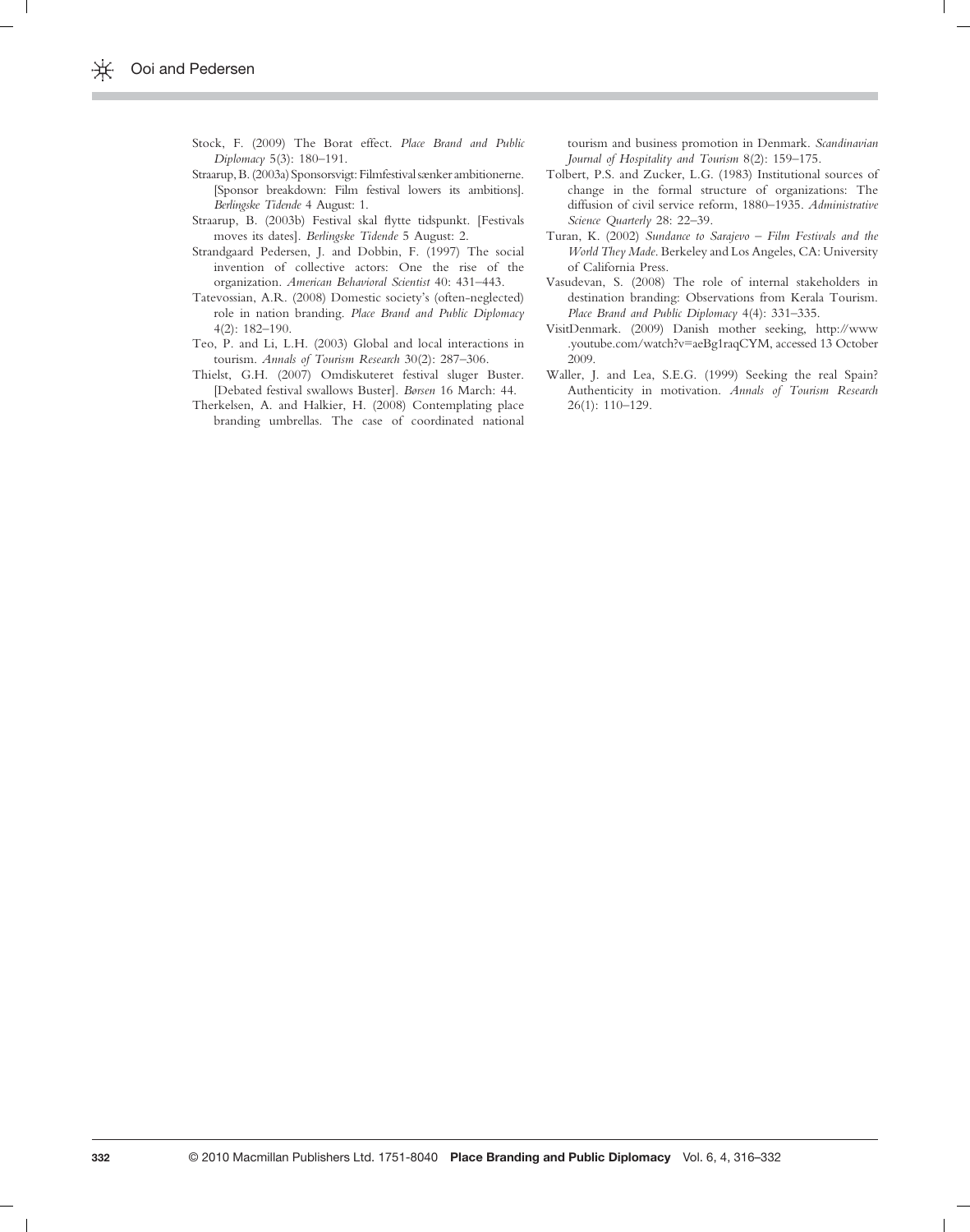Stock, F. (2009) The Borat effect. *Place Brand and Public Diplomacy* 5(3): 180–191.

Straarup, B. (2003a) Sponsorsvigt: Filmfestival sænker ambitionerne. [Sponsor breakdown: Film festival lowers its ambitions]. *Berlingske Tidende* 4 August: 1.

Straarup, B. (2003b) Festival skal flytte tidspunkt. [Festivals moves its dates]. *Berlingske Tidende* 5 August: 2.

Strandgaard Pedersen, J. and Dobbin, F. (1997) The social invention of collective actors: One the rise of the organization. *American Behavioral Scientist* 40: 431–443.

Tatevossian, A.R. (2008) Domestic society's (often-neglected) role in nation branding. *Place Brand and Public Diplomacy* 4(2): 182–190.

Teo, P. and Li, L.H. (2003) Global and local interactions in tourism. *Annals of Tourism Research* 30(2): 287–306.

Thielst, G.H. (2007) Omdiskuteret festival sluger Buster. [Debated festival swallows Buster]. *Børsen* 16 March: 44.

Therkelsen, A. and Halkier, H. (2008) Contemplating place branding umbrellas. The case of coordinated national tourism and business promotion in Denmark. *Scandinavian Journal of Hospitality and Tourism* 8(2): 159–175.

Tolbert, P.S. and Zucker, L.G. (1983) Institutional sources of change in the formal structure of organizations: The diffusion of civil service reform, 1880–1935. *Administrative Science Quarterly* 28: 22–39.

Turan, K. (2002) *Sundance to Sarajevo – Film Festivals and the World They Made*. Berkeley and Los Angeles, CA: University of California Press.

Vasudevan, S. (2008) The role of internal stakeholders in destination branding: Observations from Kerala Tourism. *Place Brand and Public Diplomacy* 4(4): 331–335.

VisitDenmark. (2009) Danish mother seeking, http://www.youtube.com/watch?v=aeBg1raqCYM, accessed 13 October 2009.

Waller, J. and Lea, S.E.G. (1999) Seeking the real Spain? Authenticity in motivation. *Annals of Tourism Research* 26(1): 110–129.